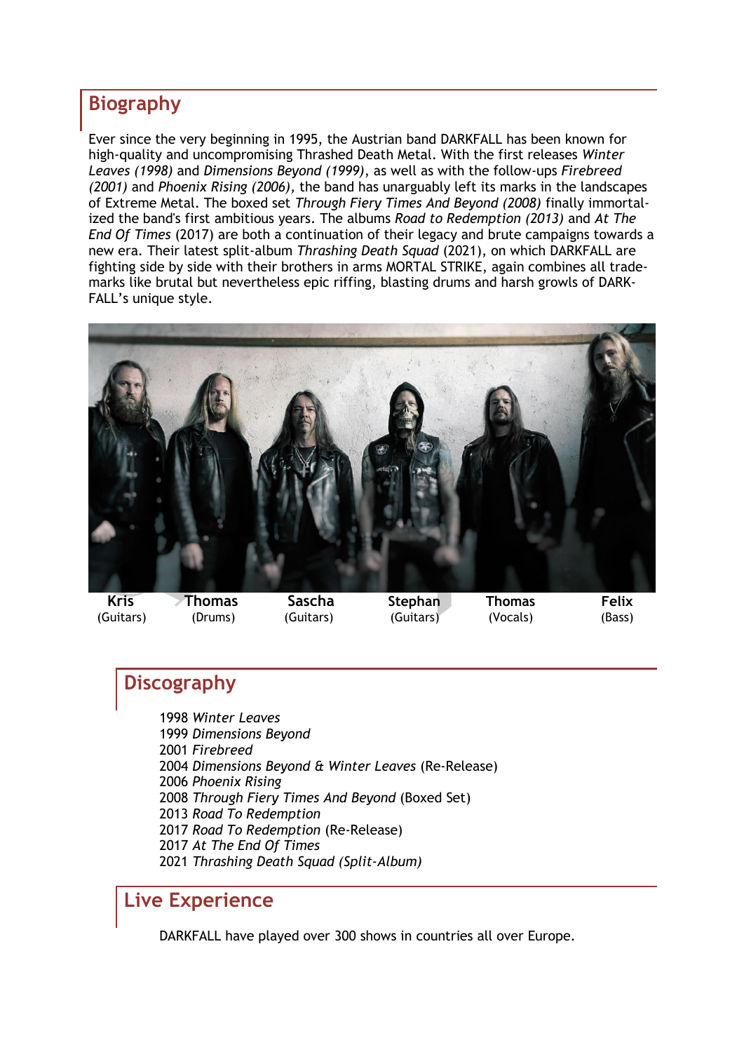## Biography

Ever since the very beginning in 1995, the Austrian band DARKFALL has been known for high-quality and uncompromising Thrashed Death Metal. With the first releases *Winter Leaves (1998)* and *Dimensions Beyond (1999)*, as well as with the follow-ups *Firebreed (2001)* and *Phoenix Rising (2006)*, the band has unarguably left its marks in the landscapes of Extreme Metal. The boxed set *Through Fiery Times And Beyond (2008)* finally immortalized the band's first ambitious years. The albums *Road to Redemption (2013)* and *At The End Of Times* (2017) are both a continuation of their legacy and brute campaigns towards a new era. Their latest split-album *Thrashing Death Squad* (2021), on which DARKFALL are fighting side by side with their brothers in arms MORTAL STRIKE, again combines all trademarks like brutal but nevertheless epic riffing, blasting drums and harsh growls of DARKFALL's unique style.

| **Kris** (Guitars) | **Thomas** (Drums) | **Sascha** (Guitars) | **Stephan** (Guitars) | **Thomas** (Vocals) | **Felix** (Bass) |
|---|---|---|---|---|---|

## Discography

1998 *Winter Leaves*
1999 *Dimensions Beyond*
2001 *Firebreed*
2004 *Dimensions Beyond & Winter Leaves* (Re-Release)
2006 *Phoenix Rising*
2008 *Through Fiery Times And Beyond* (Boxed Set)
2013 *Road To Redemption*
2017 *Road To Redemption* (Re-Release)
2017 *At The End Of Times*
2021 *Thrashing Death Squad (Split-Album)*

## Live Experience

DARKFALL have played over 300 shows in countries all over Europe.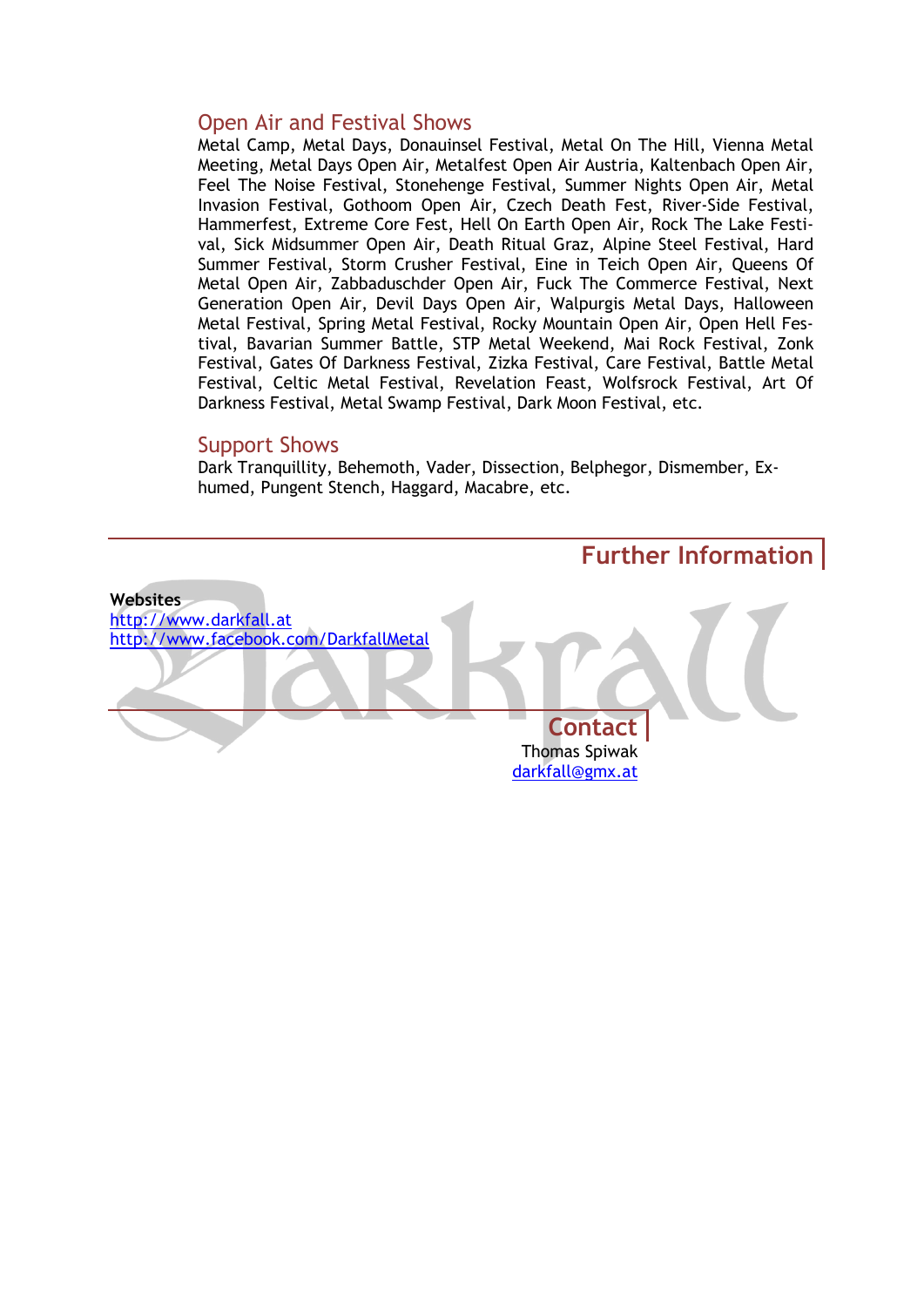## Open Air and Festival Shows

Metal Camp, Metal Days, Donauinsel Festival, Metal On The Hill, Vienna Metal Meeting, Metal Days Open Air, Metalfest Open Air Austria, Kaltenbach Open Air, Feel The Noise Festival, Stonehenge Festival, Summer Nights Open Air, Metal Invasion Festival, Gothoom Open Air, Czech Death Fest, River-Side Festival, Hammerfest, Extreme Core Fest, Hell On Earth Open Air, Rock The Lake Festival, Sick Midsummer Open Air, Death Ritual Graz, Alpine Steel Festival, Hard Summer Festival, Storm Crusher Festival, Eine in Teich Open Air, Queens Of Metal Open Air, Zabbaduschder Open Air, Fuck The Commerce Festival, Next Generation Open Air, Devil Days Open Air, Walpurgis Metal Days, Halloween Metal Festival, Spring Metal Festival, Rocky Mountain Open Air, Open Hell Festival, Bavarian Summer Battle, STP Metal Weekend, Mai Rock Festival, Zonk Festival, Gates Of Darkness Festival, Zizka Festival, Care Festival, Battle Metal Festival, Celtic Metal Festival, Revelation Feast, Wolfsrock Festival, Art Of Darkness Festival, Metal Swamp Festival, Dark Moon Festival, etc.

## Support Shows

Dark Tranquillity, Behemoth, Vader, Dissection, Belphegor, Dismember, Exhumed, Pungent Stench, Haggard, Macabre, etc.

# Further Information

**Websites**
http://www.darkfall.at
http://www.facebook.com/DarkfallMetal

## Contact

Thomas Spiwak
darkfall@gmx.at